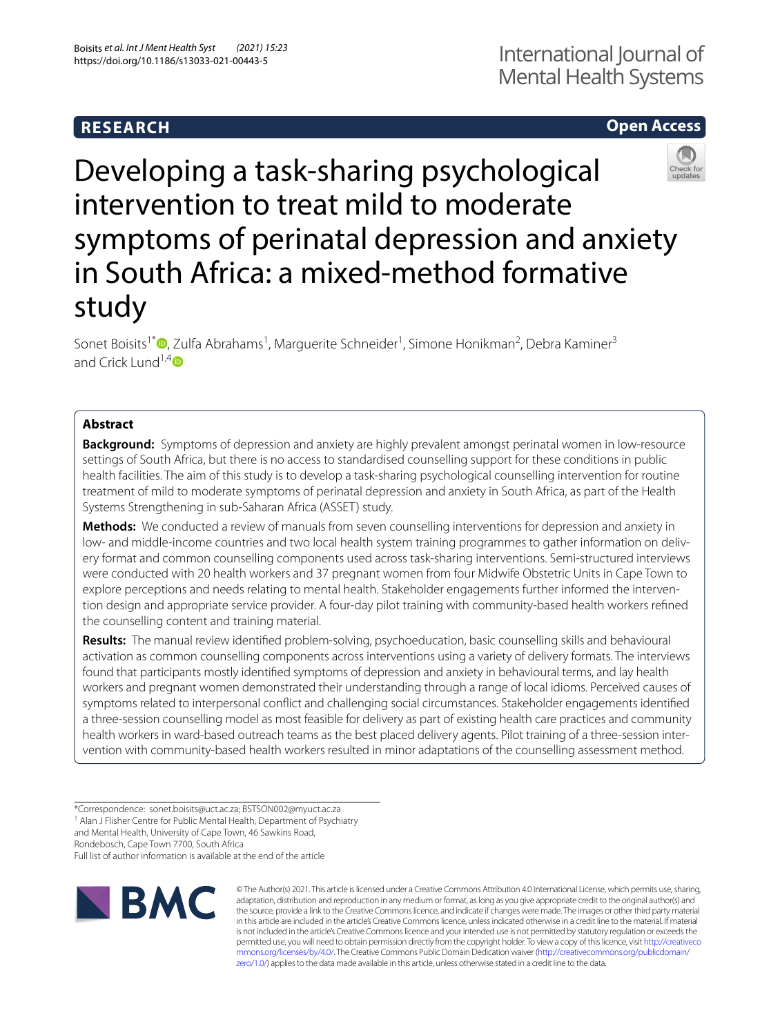RESEARCH

Open Access

# Developing a task-sharing psychological intervention to treat mild to moderate symptoms of perinatal depression and anxiety in South Africa: a mixed-method formative study

Sonet Boisits[1*], Zulfa Abrahams[1], Marguerite Schneider[1], Simone Honikman[2], Debra Kaminer[3] and Crick Lund[1,4]

## Abstract

**Background:** Symptoms of depression and anxiety are highly prevalent amongst perinatal women in low-resource settings of South Africa, but there is no access to standardised counselling support for these conditions in public health facilities. The aim of this study is to develop a task-sharing psychological counselling intervention for routine treatment of mild to moderate symptoms of perinatal depression and anxiety in South Africa, as part of the Health Systems Strengthening in sub-Saharan Africa (ASSET) study.

**Methods:** We conducted a review of manuals from seven counselling interventions for depression and anxiety in low- and middle-income countries and two local health system training programmes to gather information on delivery format and common counselling components used across task-sharing interventions. Semi-structured interviews were conducted with 20 health workers and 37 pregnant women from four Midwife Obstetric Units in Cape Town to explore perceptions and needs relating to mental health. Stakeholder engagements further informed the intervention design and appropriate service provider. A four-day pilot training with community-based health workers refined the counselling content and training material.

**Results:** The manual review identified problem-solving, psychoeducation, basic counselling skills and behavioural activation as common counselling components across interventions using a variety of delivery formats. The interviews found that participants mostly identified symptoms of depression and anxiety in behavioural terms, and lay health workers and pregnant women demonstrated their understanding through a range of local idioms. Perceived causes of symptoms related to interpersonal conflict and challenging social circumstances. Stakeholder engagements identified a three-session counselling model as most feasible for delivery as part of existing health care practices and community health workers in ward-based outreach teams as the best placed delivery agents. Pilot training of a three-session intervention with community-based health workers resulted in minor adaptations of the counselling assessment method.

*Correspondence: sonet.boisits@uct.ac.za; BSTSON002@myuct.ac.za
[1] Alan J Flisher Centre for Public Mental Health, Department of Psychiatry and Mental Health, University of Cape Town, 46 Sawkins Road, Rondebosch, Cape Town 7700, South Africa
Full list of author information is available at the end of the article

© The Author(s) 2021. This article is licensed under a Creative Commons Attribution 4.0 International License, which permits use, sharing, adaptation, distribution and reproduction in any medium or format, as long as you give appropriate credit to the original author(s) and the source, provide a link to the Creative Commons licence, and indicate if changes were made. The images or other third party material in this article are included in the article's Creative Commons licence, unless indicated otherwise in a credit line to the material. If material is not included in the article's Creative Commons licence and your intended use is not permitted by statutory regulation or exceeds the permitted use, you will need to obtain permission directly from the copyright holder. To view a copy of this licence, visit http://creativecommons.org/licenses/by/4.0/. The Creative Commons Public Domain Dedication waiver (http://creativecommons.org/publicdomain/zero/1.0/) applies to the data made available in this article, unless otherwise stated in a credit line to the data.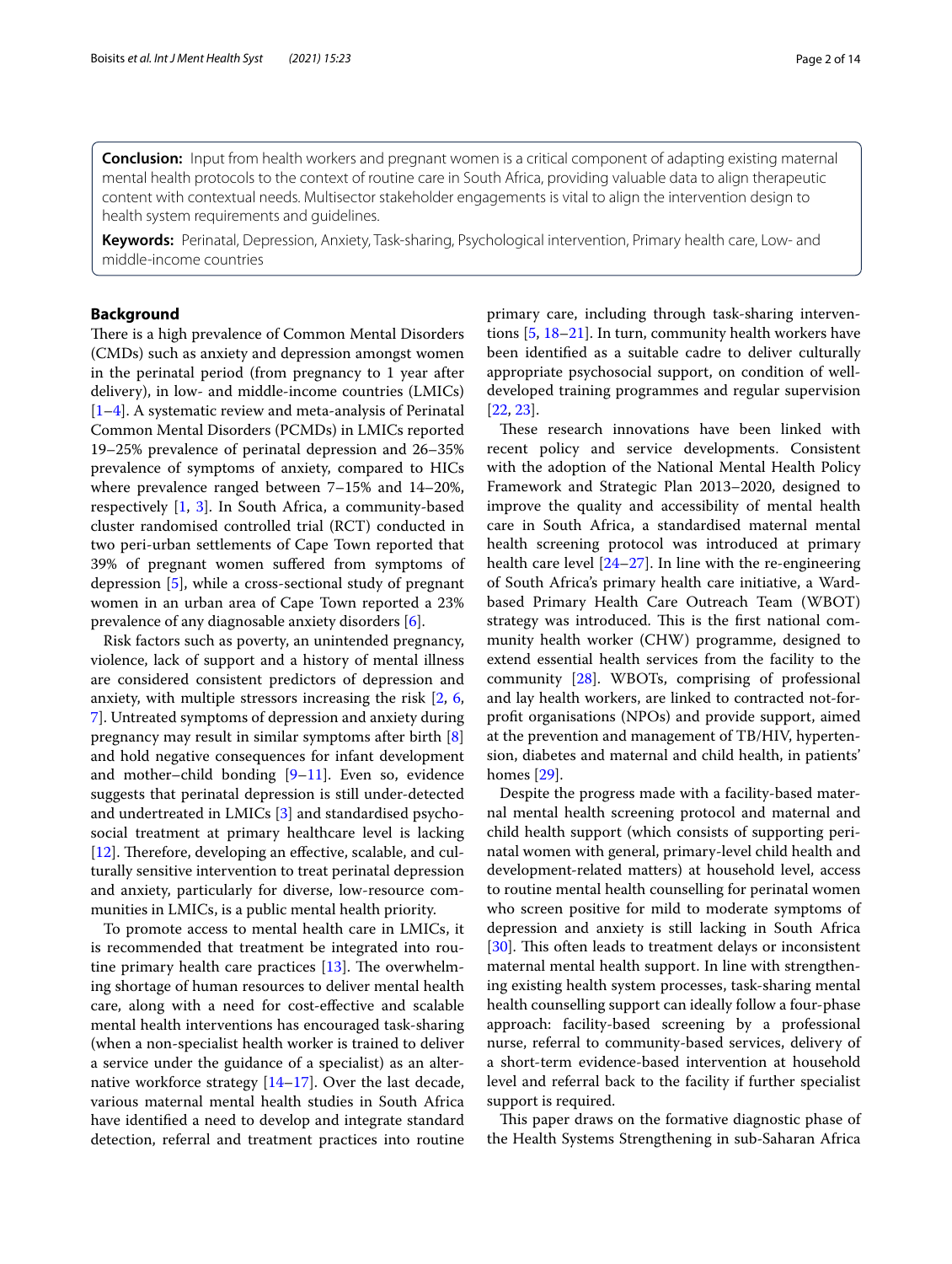**Conclusion:** Input from health workers and pregnant women is a critical component of adapting existing maternal mental health protocols to the context of routine care in South Africa, providing valuable data to align therapeutic content with contextual needs. Multisector stakeholder engagements is vital to align the intervention design to health system requirements and guidelines.

**Keywords:** Perinatal, Depression, Anxiety, Task-sharing, Psychological intervention, Primary health care, Low- and middle-income countries

## Background

There is a high prevalence of Common Mental Disorders (CMDs) such as anxiety and depression amongst women in the perinatal period (from pregnancy to 1 year after delivery), in low- and middle-income countries (LMICs) [1–4]. A systematic review and meta-analysis of Perinatal Common Mental Disorders (PCMDs) in LMICs reported 19–25% prevalence of perinatal depression and 26–35% prevalence of symptoms of anxiety, compared to HICs where prevalence ranged between 7–15% and 14–20%, respectively [1, 3]. In South Africa, a community-based cluster randomised controlled trial (RCT) conducted in two peri-urban settlements of Cape Town reported that 39% of pregnant women suffered from symptoms of depression [5], while a cross-sectional study of pregnant women in an urban area of Cape Town reported a 23% prevalence of any diagnosable anxiety disorders [6].

Risk factors such as poverty, an unintended pregnancy, violence, lack of support and a history of mental illness are considered consistent predictors of depression and anxiety, with multiple stressors increasing the risk [2, 6, 7]. Untreated symptoms of depression and anxiety during pregnancy may result in similar symptoms after birth [8] and hold negative consequences for infant development and mother–child bonding [9–11]. Even so, evidence suggests that perinatal depression is still under-detected and undertreated in LMICs [3] and standardised psychosocial treatment at primary healthcare level is lacking [12]. Therefore, developing an effective, scalable, and culturally sensitive intervention to treat perinatal depression and anxiety, particularly for diverse, low-resource communities in LMICs, is a public mental health priority.

To promote access to mental health care in LMICs, it is recommended that treatment be integrated into routine primary health care practices [13]. The overwhelming shortage of human resources to deliver mental health care, along with a need for cost-effective and scalable mental health interventions has encouraged task-sharing (when a non-specialist health worker is trained to deliver a service under the guidance of a specialist) as an alternative workforce strategy [14–17]. Over the last decade, various maternal mental health studies in South Africa have identified a need to develop and integrate standard detection, referral and treatment practices into routine primary care, including through task-sharing interventions [5, 18–21]. In turn, community health workers have been identified as a suitable cadre to deliver culturally appropriate psychosocial support, on condition of well-developed training programmes and regular supervision [22, 23].

These research innovations have been linked with recent policy and service developments. Consistent with the adoption of the National Mental Health Policy Framework and Strategic Plan 2013–2020, designed to improve the quality and accessibility of mental health care in South Africa, a standardised maternal mental health screening protocol was introduced at primary health care level [24–27]. In line with the re-engineering of South Africa's primary health care initiative, a Ward-based Primary Health Care Outreach Team (WBOT) strategy was introduced. This is the first national community health worker (CHW) programme, designed to extend essential health services from the facility to the community [28]. WBOTs, comprising of professional and lay health workers, are linked to contracted not-for-profit organisations (NPOs) and provide support, aimed at the prevention and management of TB/HIV, hypertension, diabetes and maternal and child health, in patients' homes [29].

Despite the progress made with a facility-based maternal mental health screening protocol and maternal and child health support (which consists of supporting perinatal women with general, primary-level child health and development-related matters) at household level, access to routine mental health counselling for perinatal women who screen positive for mild to moderate symptoms of depression and anxiety is still lacking in South Africa [30]. This often leads to treatment delays or inconsistent maternal mental health support. In line with strengthening existing health system processes, task-sharing mental health counselling support can ideally follow a four-phase approach: facility-based screening by a professional nurse, referral to community-based services, delivery of a short-term evidence-based intervention at household level and referral back to the facility if further specialist support is required.

This paper draws on the formative diagnostic phase of the Health Systems Strengthening in sub-Saharan Africa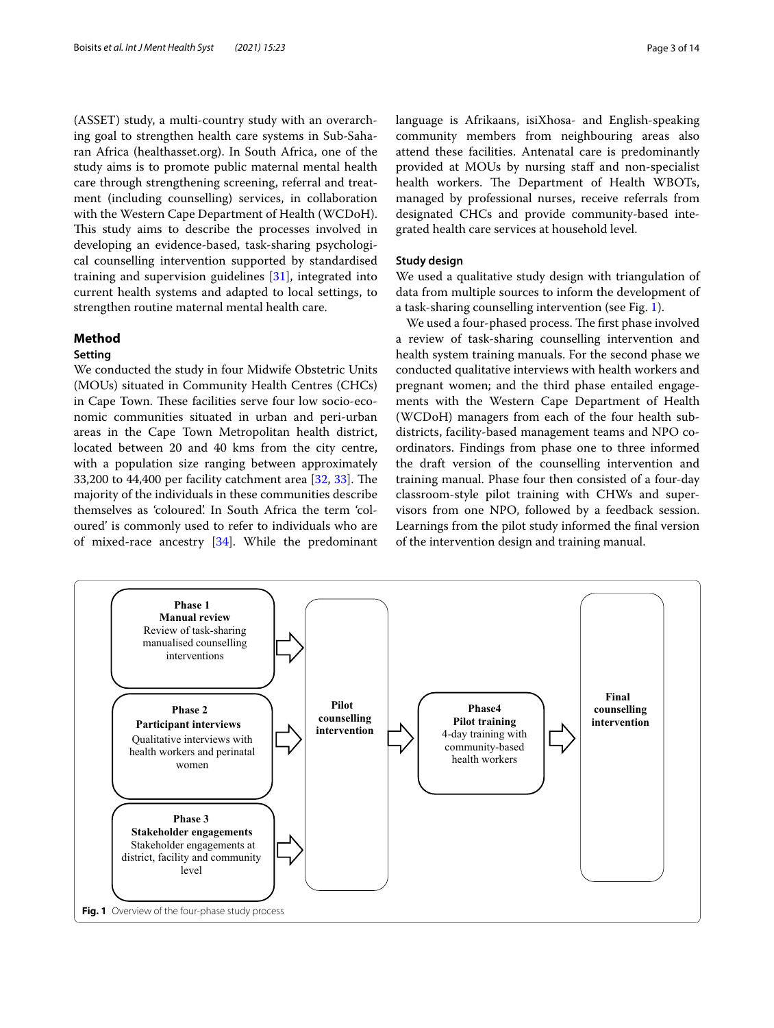(ASSET) study, a multi-country study with an overarching goal to strengthen health care systems in Sub-Saharan Africa (healthasset.org). In South Africa, one of the study aims is to promote public maternal mental health care through strengthening screening, referral and treatment (including counselling) services, in collaboration with the Western Cape Department of Health (WCDoH). This study aims to describe the processes involved in developing an evidence-based, task-sharing psychological counselling intervention supported by standardised training and supervision guidelines [31], integrated into current health systems and adapted to local settings, to strengthen routine maternal mental health care.

## Method

### Setting

We conducted the study in four Midwife Obstetric Units (MOUs) situated in Community Health Centres (CHCs) in Cape Town. These facilities serve four low socio-economic communities situated in urban and peri-urban areas in the Cape Town Metropolitan health district, located between 20 and 40 kms from the city centre, with a population size ranging between approximately 33,200 to 44,400 per facility catchment area [32, 33]. The majority of the individuals in these communities describe themselves as 'coloured'. In South Africa the term 'coloured' is commonly used to refer to individuals who are of mixed-race ancestry [34]. While the predominant language is Afrikaans, isiXhosa- and English-speaking community members from neighbouring areas also attend these facilities. Antenatal care is predominantly provided at MOUs by nursing staff and non-specialist health workers. The Department of Health WBOTs, managed by professional nurses, receive referrals from designated CHCs and provide community-based integrated health care services at household level.

### Study design

We used a qualitative study design with triangulation of data from multiple sources to inform the development of a task-sharing counselling intervention (see Fig. 1).

We used a four-phased process. The first phase involved a review of task-sharing counselling intervention and health system training manuals. For the second phase we conducted qualitative interviews with health workers and pregnant women; and the third phase entailed engagements with the Western Cape Department of Health (WCDoH) managers from each of the four health sub-districts, facility-based management teams and NPO co-ordinators. Findings from phase one to three informed the draft version of the counselling intervention and training manual. Phase four then consisted of a four-day classroom-style pilot training with CHWs and supervisors from one NPO, followed by a feedback session. Learnings from the pilot study informed the final version of the intervention design and training manual.

**Phase 1**
**Manual review**
Review of task-sharing manualised counselling interventions

**Phase 2**
**Participant interviews**
Qualitative interviews with health workers and perinatal women

**Phase 3**
**Stakeholder engagements**
Stakeholder engagements at district, facility and community level

→ **Pilot counselling intervention** → **Phase4** **Pilot training** 4-day training with community-based health workers → **Final counselling intervention**

**Fig. 1** Overview of the four-phase study process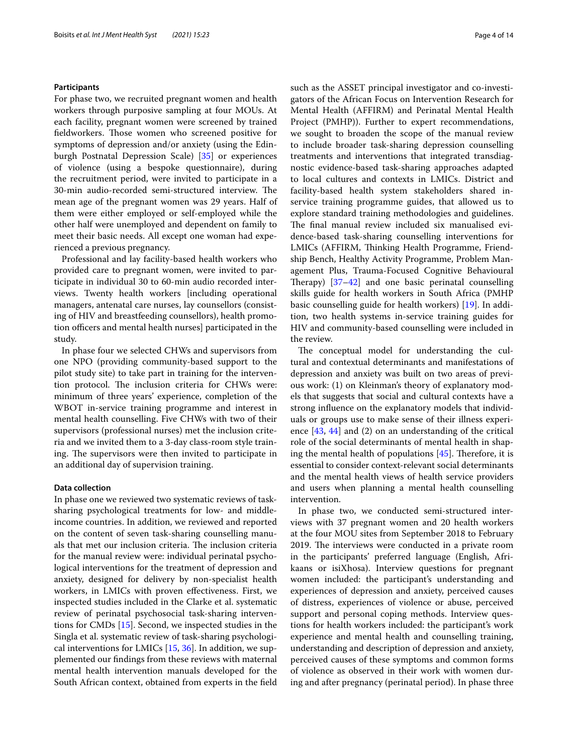### Participants

For phase two, we recruited pregnant women and health workers through purposive sampling at four MOUs. At each facility, pregnant women were screened by trained fieldworkers. Those women who screened positive for symptoms of depression and/or anxiety (using the Edinburgh Postnatal Depression Scale) [35] or experiences of violence (using a bespoke questionnaire), during the recruitment period, were invited to participate in a 30-min audio-recorded semi-structured interview. The mean age of the pregnant women was 29 years. Half of them were either employed or self-employed while the other half were unemployed and dependent on family to meet their basic needs. All except one woman had experienced a previous pregnancy.

Professional and lay facility-based health workers who provided care to pregnant women, were invited to participate in individual 30 to 60-min audio recorded interviews. Twenty health workers [including operational managers, antenatal care nurses, lay counsellors (consisting of HIV and breastfeeding counsellors), health promotion officers and mental health nurses] participated in the study.

In phase four we selected CHWs and supervisors from one NPO (providing community-based support to the pilot study site) to take part in training for the intervention protocol. The inclusion criteria for CHWs were: minimum of three years' experience, completion of the WBOT in-service training programme and interest in mental health counselling. Five CHWs with two of their supervisors (professional nurses) met the inclusion criteria and we invited them to a 3-day class-room style training. The supervisors were then invited to participate in an additional day of supervision training.

### Data collection

In phase one we reviewed two systematic reviews of task-sharing psychological treatments for low- and middle-income countries. In addition, we reviewed and reported on the content of seven task-sharing counselling manuals that met our inclusion criteria. The inclusion criteria for the manual review were: individual perinatal psychological interventions for the treatment of depression and anxiety, designed for delivery by non-specialist health workers, in LMICs with proven effectiveness. First, we inspected studies included in the Clarke et al. systematic review of perinatal psychosocial task-sharing interventions for CMDs [15]. Second, we inspected studies in the Singla et al. systematic review of task-sharing psychological interventions for LMICs [15, 36]. In addition, we supplemented our findings from these reviews with maternal mental health intervention manuals developed for the South African context, obtained from experts in the field such as the ASSET principal investigator and co-investigators of the African Focus on Intervention Research for Mental Health (AFFIRM) and Perinatal Mental Health Project (PMHP)). Further to expert recommendations, we sought to broaden the scope of the manual review to include broader task-sharing depression counselling treatments and interventions that integrated transdiagnostic evidence-based task-sharing approaches adapted to local cultures and contexts in LMICs. District and facility-based health system stakeholders shared in-service training programme guides, that allowed us to explore standard training methodologies and guidelines. The final manual review included six manualised evidence-based task-sharing counselling interventions for LMICs (AFFIRM, Thinking Health Programme, Friendship Bench, Healthy Activity Programme, Problem Management Plus, Trauma-Focused Cognitive Behavioural Therapy) [37–42] and one basic perinatal counselling skills guide for health workers in South Africa (PMHP basic counselling guide for health workers) [19]. In addition, two health systems in-service training guides for HIV and community-based counselling were included in the review.

The conceptual model for understanding the cultural and contextual determinants and manifestations of depression and anxiety was built on two areas of previous work: (1) on Kleinman's theory of explanatory models that suggests that social and cultural contexts have a strong influence on the explanatory models that individuals or groups use to make sense of their illness experience [43, 44] and (2) on an understanding of the critical role of the social determinants of mental health in shaping the mental health of populations [45]. Therefore, it is essential to consider context-relevant social determinants and the mental health views of health service providers and users when planning a mental health counselling intervention.

In phase two, we conducted semi-structured interviews with 37 pregnant women and 20 health workers at the four MOU sites from September 2018 to February 2019. The interviews were conducted in a private room in the participants' preferred language (English, Afrikaans or isiXhosa). Interview questions for pregnant women included: the participant's understanding and experiences of depression and anxiety, perceived causes of distress, experiences of violence or abuse, perceived support and personal coping methods. Interview questions for health workers included: the participant's work experience and mental health and counselling training, understanding and description of depression and anxiety, perceived causes of these symptoms and common forms of violence as observed in their work with women during and after pregnancy (perinatal period). In phase three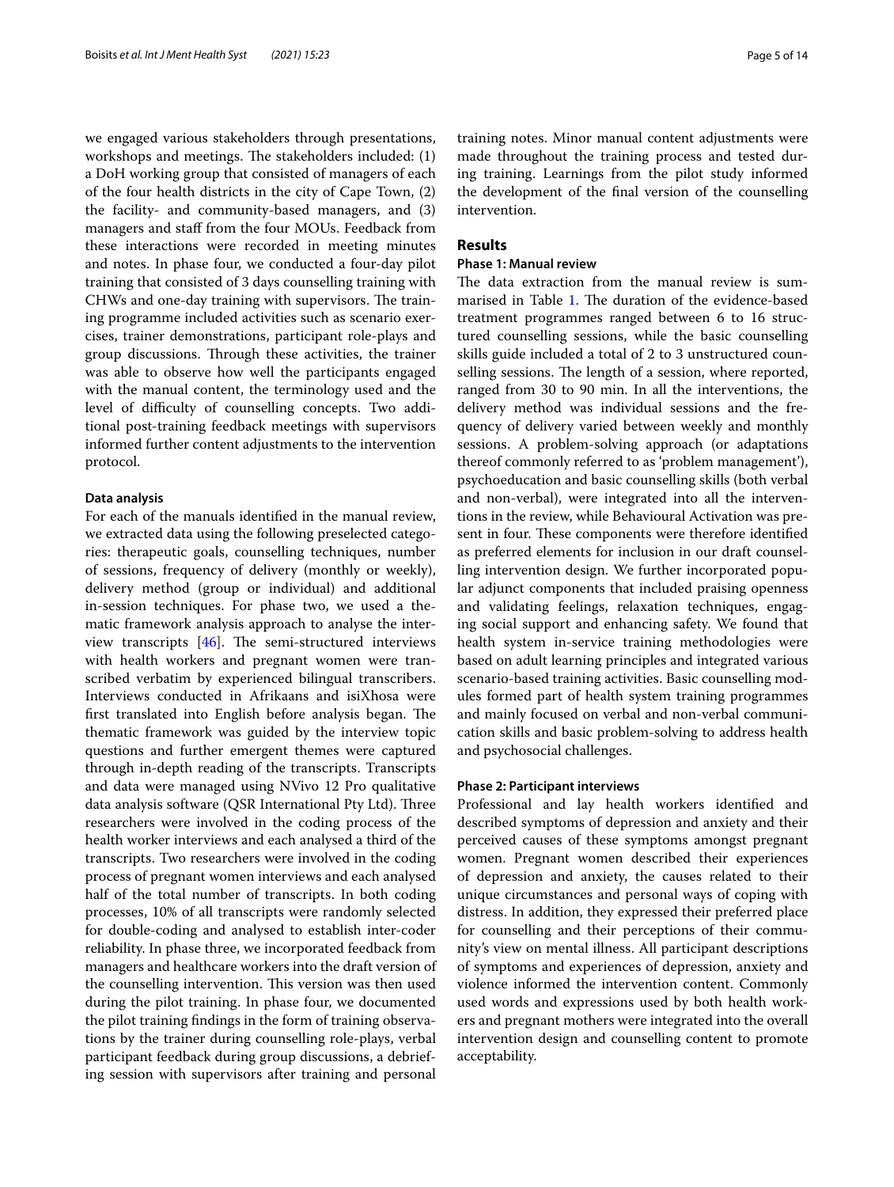we engaged various stakeholders through presentations, workshops and meetings. The stakeholders included: (1) a DoH working group that consisted of managers of each of the four health districts in the city of Cape Town, (2) the facility- and community-based managers, and (3) managers and staff from the four MOUs. Feedback from these interactions were recorded in meeting minutes and notes. In phase four, we conducted a four-day pilot training that consisted of 3 days counselling training with CHWs and one-day training with supervisors. The training programme included activities such as scenario exercises, trainer demonstrations, participant role-plays and group discussions. Through these activities, the trainer was able to observe how well the participants engaged with the manual content, the terminology used and the level of difficulty of counselling concepts. Two additional post-training feedback meetings with supervisors informed further content adjustments to the intervention protocol.

#### Data analysis

For each of the manuals identified in the manual review, we extracted data using the following preselected categories: therapeutic goals, counselling techniques, number of sessions, frequency of delivery (monthly or weekly), delivery method (group or individual) and additional in-session techniques. For phase two, we used a thematic framework analysis approach to analyse the interview transcripts [46]. The semi-structured interviews with health workers and pregnant women were transcribed verbatim by experienced bilingual transcribers. Interviews conducted in Afrikaans and isiXhosa were first translated into English before analysis began. The thematic framework was guided by the interview topic questions and further emergent themes were captured through in-depth reading of the transcripts. Transcripts and data were managed using NVivo 12 Pro qualitative data analysis software (QSR International Pty Ltd). Three researchers were involved in the coding process of the health worker interviews and each analysed a third of the transcripts. Two researchers were involved in the coding process of pregnant women interviews and each analysed half of the total number of transcripts. In both coding processes, 10% of all transcripts were randomly selected for double-coding and analysed to establish inter-coder reliability. In phase three, we incorporated feedback from managers and healthcare workers into the draft version of the counselling intervention. This version was then used during the pilot training. In phase four, we documented the pilot training findings in the form of training observations by the trainer during counselling role-plays, verbal participant feedback during group discussions, a debriefing session with supervisors after training and personal training notes. Minor manual content adjustments were made throughout the training process and tested during training. Learnings from the pilot study informed the development of the final version of the counselling intervention.

## Results

### Phase 1: Manual review

The data extraction from the manual review is summarised in Table 1. The duration of the evidence-based treatment programmes ranged between 6 to 16 structured counselling sessions, while the basic counselling skills guide included a total of 2 to 3 unstructured counselling sessions. The length of a session, where reported, ranged from 30 to 90 min. In all the interventions, the delivery method was individual sessions and the frequency of delivery varied between weekly and monthly sessions. A problem-solving approach (or adaptations thereof commonly referred to as 'problem management'), psychoeducation and basic counselling skills (both verbal and non-verbal), were integrated into all the interventions in the review, while Behavioural Activation was present in four. These components were therefore identified as preferred elements for inclusion in our draft counselling intervention design. We further incorporated popular adjunct components that included praising openness and validating feelings, relaxation techniques, engaging social support and enhancing safety. We found that health system in-service training methodologies were based on adult learning principles and integrated various scenario-based training activities. Basic counselling modules formed part of health system training programmes and mainly focused on verbal and non-verbal communication skills and basic problem-solving to address health and psychosocial challenges.

### Phase 2: Participant interviews

Professional and lay health workers identified and described symptoms of depression and anxiety and their perceived causes of these symptoms amongst pregnant women. Pregnant women described their experiences of depression and anxiety, the causes related to their unique circumstances and personal ways of coping with distress. In addition, they expressed their preferred place for counselling and their perceptions of their community's view on mental illness. All participant descriptions of symptoms and experiences of depression, anxiety and violence informed the intervention content. Commonly used words and expressions used by both health workers and pregnant mothers were integrated into the overall intervention design and counselling content to promote acceptability.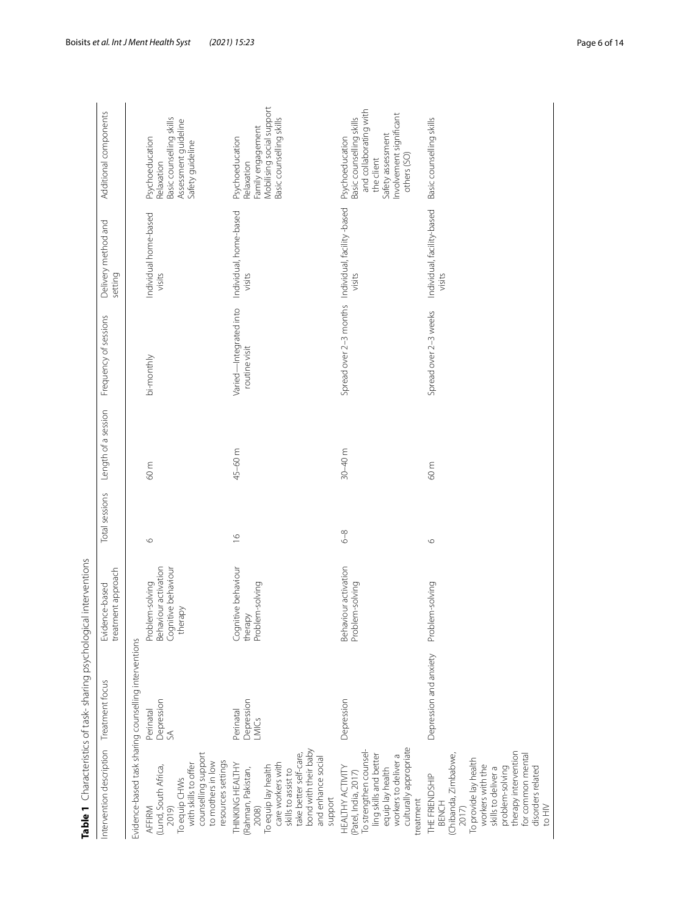**Table 1** Characteristics of task- sharing psychological interventions

| Intervention description | Treatment focus | Evidence-based treatment approach | Total sessions | Length of a session | Frequency of sessions | Delivery method and setting | Additional components |
|---|---|---|---|---|---|---|---|
| Evidence-based task sharing counselling interventions | | | | | | | |
| AFFIRM (Lund, South Africa, 2019) To equip CHWs with skills to offer counselling support to mothers in low resources settings | Perinatal Depression SA | Problem-solving Behaviour activation Cognitive behaviour therapy | 6 | 60 m | bi-monthly | Individual home-based visits | Psychoeducation Relaxation Basic counselling skills Assessment guideline Safety guideline |
| THINKING HEALTHY (Rahman, Pakistan, 2008) To equip lay health care workers with skills to assist to take better self-care, bond with their baby and enhance social support | Perinatal Depression LMICs | Cognitive behaviour therapy Problem-solving | 16 | 45–60 m | Varied —Integrated into routine visit | Individual, home-based visits | Psychoeducation Relaxation Family engagement Mobilising social support Basic counselling skills |
| HEALTHY ACTIVITY (Patel, India, 2017) To strengthen counselling skills and better equip lay health workers to deliver a culturally appropriate treatment | Depression | Behaviour activation Problem-solving | 6–8 | 30–40 m | Spread over 2–3 months | Individual, facility -based visits | Psychoeducation Basic counselling skills and collaborating with the client Safety assessment Involvement significant others (SO) |
| THE FRIENDSHIP BENCH (Chibanda, Zimbabwe, 2017) To provide lay health workers with the skills to deliver a problem-solving therapy intervention for common mental disorders related to HIV | Depression and anxiety | Problem-solving | 6 | 60 m | Spread over 2–3 weeks | Individual, facility-based visits | Basic counselling skills |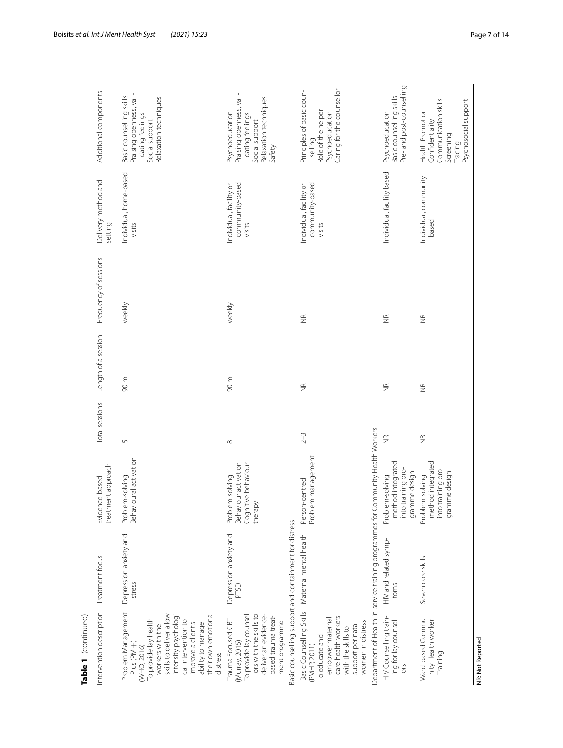**Table 1** (continued)

| Intervention description | Treatment focus | Evidence-based treatment approach | Total sessions | Length of a session | Frequency of sessions | Delivery method and setting | Additional components |
|---|---|---|---|---|---|---|---|
| Problem Management Plus (PM+) (WHO, 2016) To provide lay health workers with the skills to deliver a low intensity psychological intervention to improve a client's ability to manage their own emotional distress | Depression anxiety and stress | Problem-solving Behavioural activation | 5 | 90 m | weekly | Individual, home-based visits | Basic counselling skills Praising openness, validating feelings Social support Relaxation techniques |
| Trauma Focused CBT (Murray, 2015) To provide lay counsellors with the skills to deliver an evidence-based trauma treatment programme | Depression anxiety and PTSD | Problem-solving Behaviour activation Cognitive behaviour therapy | 8 | 90 m | weekly | Individual, facility or community-based visits | Psychoeducation Praising openness, validating feelings Social support Relaxation techniques Safety |
| Basic counselling support and containment for distress | | | | | | | |
| Basic Counselling Skills (PMHP 2011) To educate and empower maternal care health workers with the skills to support perinatal women in distress | Maternal mental health | Person-centred Problem management | 2–3 | NR | NR | Individual, facility or community-based visits | Principles of basic counselling Role of the helper Psychoeducation Caring for the counsellor |
| Department of Health in-service training programmes for Community Health Workers | | | | | | | |
| HIV Counselling training for lay counsellors | HIV and related symptoms | Problem-solving method integrated into training programme design | NR | NR | NR | Individual, facility based | Psychoeducation Basic counselling skills Pre- and post-counselling |
| Ward-based Community Health worker Training | Seven core skills | Problem-solving method integrated into training programme design | NR | NR | NR | Individual, community based | Health Promotion Confidentiality Communication skills Screening Tracing Psychosocial support |

NR: Not Reported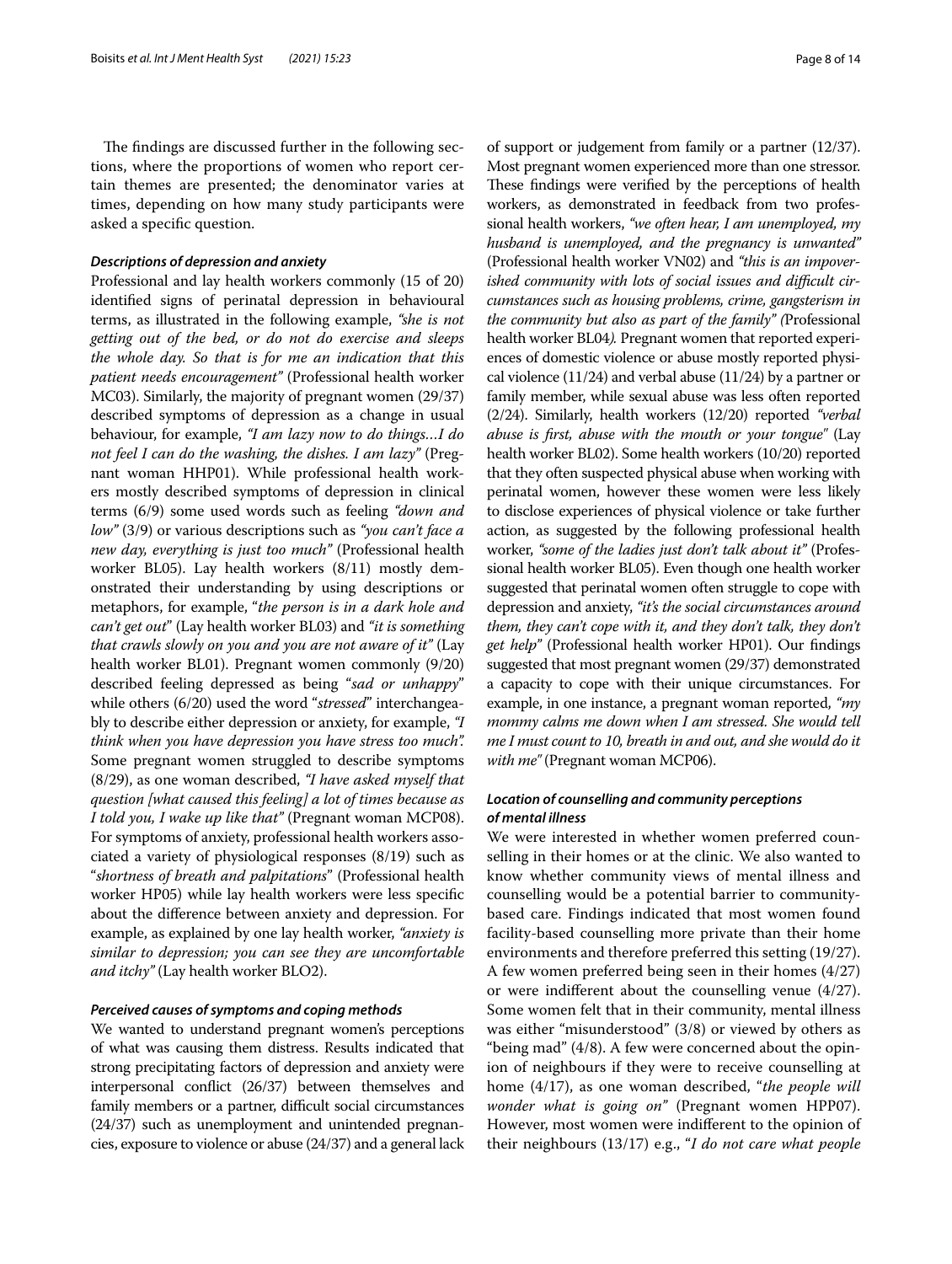The findings are discussed further in the following sections, where the proportions of women who report certain themes are presented; the denominator varies at times, depending on how many study participants were asked a specific question.

### *Descriptions of depression and anxiety*

Professional and lay health workers commonly (15 of 20) identified signs of perinatal depression in behavioural terms, as illustrated in the following example, *"she is not getting out of the bed, or do not do exercise and sleeps the whole day. So that is for me an indication that this patient needs encouragement"* (Professional health worker MC03). Similarly, the majority of pregnant women (29/37) described symptoms of depression as a change in usual behaviour, for example, *"I am lazy now to do things…I do not feel I can do the washing, the dishes. I am lazy"* (Pregnant woman HHP01). While professional health workers mostly described symptoms of depression in clinical terms (6/9) some used words such as feeling *"down and low"* (3/9) or various descriptions such as *"you can't face a new day, everything is just too much"* (Professional health worker BL05). Lay health workers (8/11) mostly demonstrated their understanding by using descriptions or metaphors, for example, "*the person is in a dark hole and can't get out*" (Lay health worker BL03) and *"it is something that crawls slowly on you and you are not aware of it"* (Lay health worker BL01). Pregnant women commonly (9/20) described feeling depressed as being "*sad or unhappy*" while others (6/20) used the word "*stressed*" interchangeably to describe either depression or anxiety, for example, *"I think when you have depression you have stress too much".* Some pregnant women struggled to describe symptoms (8/29), as one woman described, *"I have asked myself that question [what caused this feeling] a lot of times because as I told you, I wake up like that"* (Pregnant woman MCP08). For symptoms of anxiety, professional health workers associated a variety of physiological responses (8/19) such as "*shortness of breath and palpitations*" (Professional health worker HP05) while lay health workers were less specific about the difference between anxiety and depression. For example, as explained by one lay health worker, *"anxiety is similar to depression; you can see they are uncomfortable and itchy"* (Lay health worker BLO2).

### *Perceived causes of symptoms and coping methods*

We wanted to understand pregnant women's perceptions of what was causing them distress. Results indicated that strong precipitating factors of depression and anxiety were interpersonal conflict (26/37) between themselves and family members or a partner, difficult social circumstances (24/37) such as unemployment and unintended pregnancies, exposure to violence or abuse (24/37) and a general lack of support or judgement from family or a partner (12/37). Most pregnant women experienced more than one stressor. These findings were verified by the perceptions of health workers, as demonstrated in feedback from two professional health workers, *"we often hear, I am unemployed, my husband is unemployed, and the pregnancy is unwanted"* (Professional health worker VN02) and *"this is an impoverished community with lots of social issues and difficult circumstances such as housing problems, crime, gangsterism in the community but also as part of the family"* (Professional health worker BL04). Pregnant women that reported experiences of domestic violence or abuse mostly reported physical violence (11/24) and verbal abuse (11/24) by a partner or family member, while sexual abuse was less often reported (2/24). Similarly, health workers (12/20) reported *"verbal abuse is first, abuse with the mouth or your tongue"* (Lay health worker BL02). Some health workers (10/20) reported that they often suspected physical abuse when working with perinatal women, however these women were less likely to disclose experiences of physical violence or take further action, as suggested by the following professional health worker, *"some of the ladies just don't talk about it"* (Professional health worker BL05). Even though one health worker suggested that perinatal women often struggle to cope with depression and anxiety, *"it's the social circumstances around them, they can't cope with it, and they don't talk, they don't get help"* (Professional health worker HP01). Our findings suggested that most pregnant women (29/37) demonstrated a capacity to cope with their unique circumstances. For example, in one instance, a pregnant woman reported, *"my mommy calms me down when I am stressed. She would tell me I must count to 10, breath in and out, and she would do it with me"* (Pregnant woman MCP06).

### *Location of counselling and community perceptions of mental illness*

We were interested in whether women preferred counselling in their homes or at the clinic. We also wanted to know whether community views of mental illness and counselling would be a potential barrier to community-based care. Findings indicated that most women found facility-based counselling more private than their home environments and therefore preferred this setting (19/27). A few women preferred being seen in their homes (4/27) or were indifferent about the counselling venue (4/27). Some women felt that in their community, mental illness was either "misunderstood" (3/8) or viewed by others as "being mad" (4/8). A few were concerned about the opinion of neighbours if they were to receive counselling at home (4/17), as one woman described, "*the people will wonder what is going on"* (Pregnant women HPP07). However, most women were indifferent to the opinion of their neighbours (13/17) e.g., "*I do not care what people*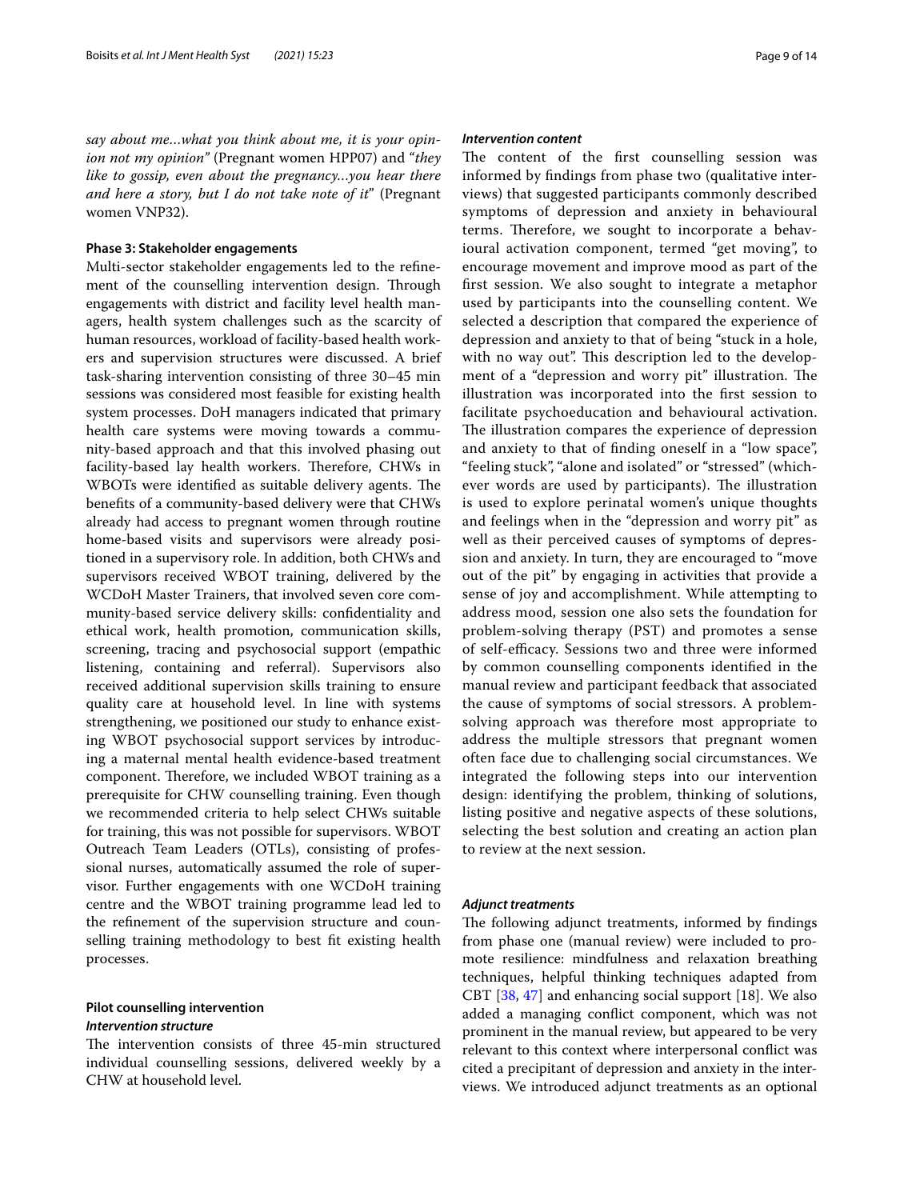*say about me…what you think about me, it is your opinion not my opinion"* (Pregnant women HPP07) and "*they like to gossip, even about the pregnancy…you hear there and here a story, but I do not take note of it*" (Pregnant women VNP32).

#### Phase 3: Stakeholder engagements

Multi-sector stakeholder engagements led to the refinement of the counselling intervention design. Through engagements with district and facility level health managers, health system challenges such as the scarcity of human resources, workload of facility-based health workers and supervision structures were discussed. A brief task-sharing intervention consisting of three 30–45 min sessions was considered most feasible for existing health system processes. DoH managers indicated that primary health care systems were moving towards a community-based approach and that this involved phasing out facility-based lay health workers. Therefore, CHWs in WBOTs were identified as suitable delivery agents. The benefits of a community-based delivery were that CHWs already had access to pregnant women through routine home-based visits and supervisors were already positioned in a supervisory role. In addition, both CHWs and supervisors received WBOT training, delivered by the WCDoH Master Trainers, that involved seven core community-based service delivery skills: confidentiality and ethical work, health promotion, communication skills, screening, tracing and psychosocial support (empathic listening, containing and referral). Supervisors also received additional supervision skills training to ensure quality care at household level. In line with systems strengthening, we positioned our study to enhance existing WBOT psychosocial support services by introducing a maternal mental health evidence-based treatment component. Therefore, we included WBOT training as a prerequisite for CHW counselling training. Even though we recommended criteria to help select CHWs suitable for training, this was not possible for supervisors. WBOT Outreach Team Leaders (OTLs), consisting of professional nurses, automatically assumed the role of supervisor. Further engagements with one WCDoH training centre and the WBOT training programme lead led to the refinement of the supervision structure and counselling training methodology to best fit existing health processes.

### Pilot counselling intervention

#### *Intervention structure*

The intervention consists of three 45-min structured individual counselling sessions, delivered weekly by a CHW at household level.

#### *Intervention content*

The content of the first counselling session was informed by findings from phase two (qualitative interviews) that suggested participants commonly described symptoms of depression and anxiety in behavioural terms. Therefore, we sought to incorporate a behavioural activation component, termed "get moving", to encourage movement and improve mood as part of the first session. We also sought to integrate a metaphor used by participants into the counselling content. We selected a description that compared the experience of depression and anxiety to that of being "stuck in a hole, with no way out". This description led to the development of a "depression and worry pit" illustration. The illustration was incorporated into the first session to facilitate psychoeducation and behavioural activation. The illustration compares the experience of depression and anxiety to that of finding oneself in a "low space", "feeling stuck", "alone and isolated" or "stressed" (whichever words are used by participants). The illustration is used to explore perinatal women's unique thoughts and feelings when in the "depression and worry pit" as well as their perceived causes of symptoms of depression and anxiety. In turn, they are encouraged to "move out of the pit" by engaging in activities that provide a sense of joy and accomplishment. While attempting to address mood, session one also sets the foundation for problem-solving therapy (PST) and promotes a sense of self-efficacy. Sessions two and three were informed by common counselling components identified in the manual review and participant feedback that associated the cause of symptoms of social stressors. A problem-solving approach was therefore most appropriate to address the multiple stressors that pregnant women often face due to challenging social circumstances. We integrated the following steps into our intervention design: identifying the problem, thinking of solutions, listing positive and negative aspects of these solutions, selecting the best solution and creating an action plan to review at the next session.

#### *Adjunct treatments*

The following adjunct treatments, informed by findings from phase one (manual review) were included to promote resilience: mindfulness and relaxation breathing techniques, helpful thinking techniques adapted from CBT [38, 47] and enhancing social support [18]. We also added a managing conflict component, which was not prominent in the manual review, but appeared to be very relevant to this context where interpersonal conflict was cited a precipitant of depression and anxiety in the interviews. We introduced adjunct treatments as an optional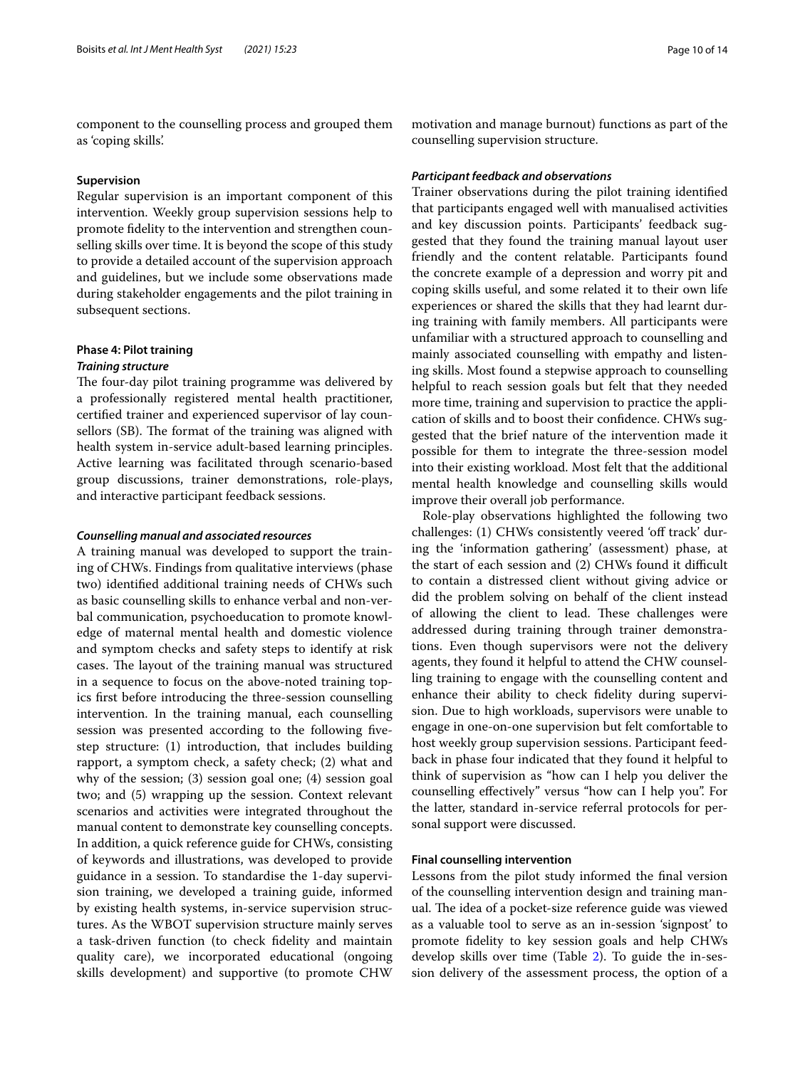component to the counselling process and grouped them as 'coping skills'.

#### Supervision

Regular supervision is an important component of this intervention. Weekly group supervision sessions help to promote fidelity to the intervention and strengthen counselling skills over time. It is beyond the scope of this study to provide a detailed account of the supervision approach and guidelines, but we include some observations made during stakeholder engagements and the pilot training in subsequent sections.

### Phase 4: Pilot training

#### *Training structure*

The four-day pilot training programme was delivered by a professionally registered mental health practitioner, certified trainer and experienced supervisor of lay counsellors (SB). The format of the training was aligned with health system in-service adult-based learning principles. Active learning was facilitated through scenario-based group discussions, trainer demonstrations, role-plays, and interactive participant feedback sessions.

#### *Counselling manual and associated resources*

A training manual was developed to support the training of CHWs. Findings from qualitative interviews (phase two) identified additional training needs of CHWs such as basic counselling skills to enhance verbal and non-verbal communication, psychoeducation to promote knowledge of maternal mental health and domestic violence and symptom checks and safety steps to identify at risk cases. The layout of the training manual was structured in a sequence to focus on the above-noted training topics first before introducing the three-session counselling intervention. In the training manual, each counselling session was presented according to the following five-step structure: (1) introduction, that includes building rapport, a symptom check, a safety check; (2) what and why of the session; (3) session goal one; (4) session goal two; and (5) wrapping up the session. Context relevant scenarios and activities were integrated throughout the manual content to demonstrate key counselling concepts. In addition, a quick reference guide for CHWs, consisting of keywords and illustrations, was developed to provide guidance in a session. To standardise the 1-day supervision training, we developed a training guide, informed by existing health systems, in-service supervision structures. As the WBOT supervision structure mainly serves a task-driven function (to check fidelity and maintain quality care), we incorporated educational (ongoing skills development) and supportive (to promote CHW motivation and manage burnout) functions as part of the counselling supervision structure.

#### *Participant feedback and observations*

Trainer observations during the pilot training identified that participants engaged well with manualised activities and key discussion points. Participants' feedback suggested that they found the training manual layout user friendly and the content relatable. Participants found the concrete example of a depression and worry pit and coping skills useful, and some related it to their own life experiences or shared the skills that they had learnt during training with family members. All participants were unfamiliar with a structured approach to counselling and mainly associated counselling with empathy and listening skills. Most found a stepwise approach to counselling helpful to reach session goals but felt that they needed more time, training and supervision to practice the application of skills and to boost their confidence. CHWs suggested that the brief nature of the intervention made it possible for them to integrate the three-session model into their existing workload. Most felt that the additional mental health knowledge and counselling skills would improve their overall job performance.

Role-play observations highlighted the following two challenges: (1) CHWs consistently veered 'off track' during the 'information gathering' (assessment) phase, at the start of each session and (2) CHWs found it difficult to contain a distressed client without giving advice or did the problem solving on behalf of the client instead of allowing the client to lead. These challenges were addressed during training through trainer demonstrations. Even though supervisors were not the delivery agents, they found it helpful to attend the CHW counselling training to engage with the counselling content and enhance their ability to check fidelity during supervision. Due to high workloads, supervisors were unable to engage in one-on-one supervision but felt comfortable to host weekly group supervision sessions. Participant feedback in phase four indicated that they found it helpful to think of supervision as "how can I help you deliver the counselling effectively" versus "how can I help you". For the latter, standard in-service referral protocols for personal support were discussed.

### Final counselling intervention

Lessons from the pilot study informed the final version of the counselling intervention design and training manual. The idea of a pocket-size reference guide was viewed as a valuable tool to serve as an in-session 'signpost' to promote fidelity to key session goals and help CHWs develop skills over time (Table 2). To guide the in-session delivery of the assessment process, the option of a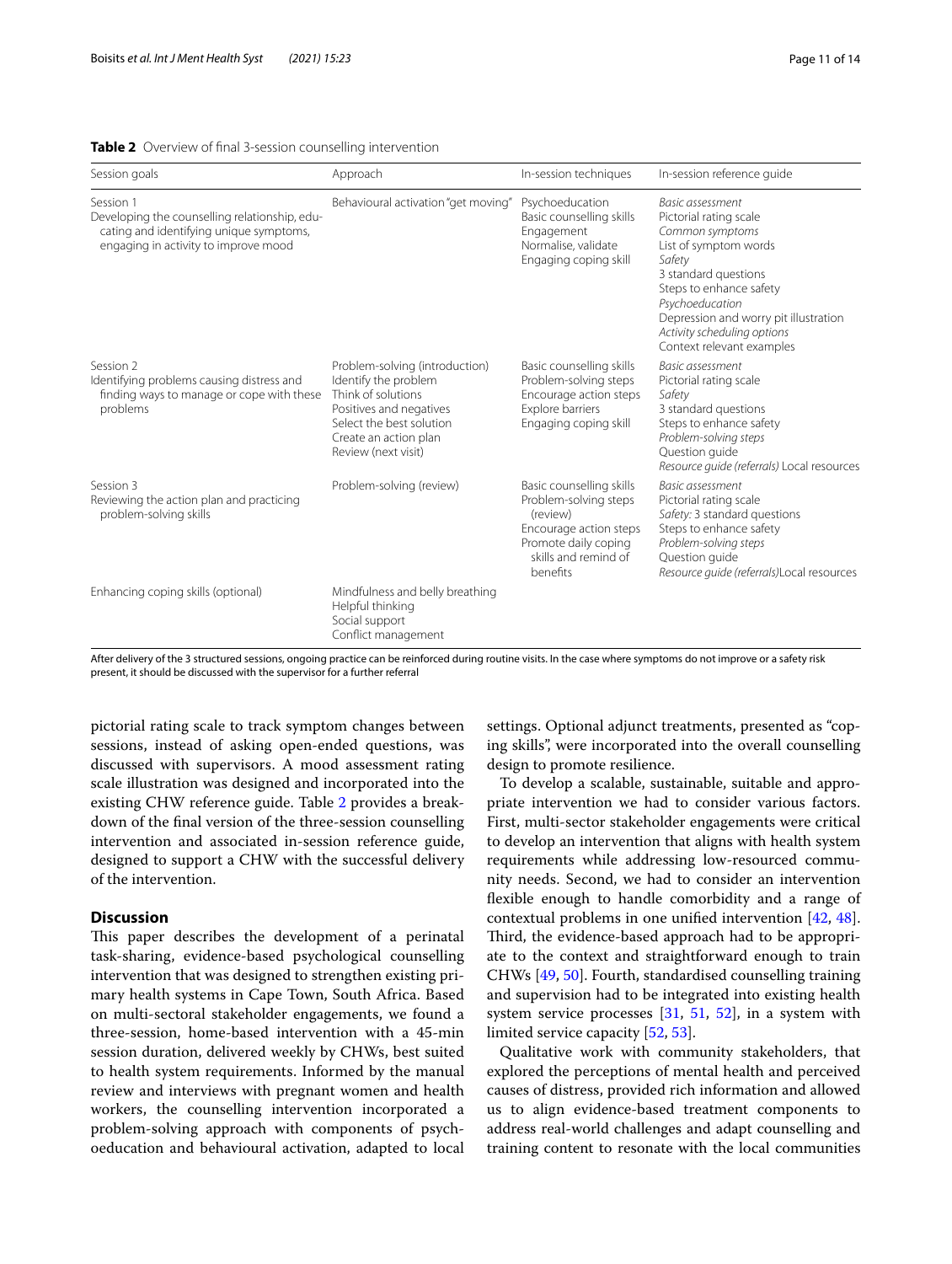**Table 2** Overview of final 3-session counselling intervention

| Session goals | Approach | In-session techniques | In-session reference guide |
|---|---|---|---|
| Session 1<br>Developing the counselling relationship, educating and identifying unique symptoms, engaging in activity to improve mood | Behavioural activation "get moving" | Psychoeducation<br>Basic counselling skills<br>Engagement<br>Normalise, validate<br>Engaging coping skill | *Basic assessment*<br>Pictorial rating scale<br>*Common symptoms*<br>List of symptom words<br>*Safety*<br>3 standard questions<br>Steps to enhance safety<br>*Psychoeducation*<br>Depression and worry pit illustration<br>*Activity scheduling options*<br>Context relevant examples |
| Session 2<br>Identifying problems causing distress and finding ways to manage or cope with these problems | Problem-solving (introduction)<br>Identify the problem<br>Think of solutions<br>Positives and negatives<br>Select the best solution<br>Create an action plan<br>Review (next visit) | Basic counselling skills<br>Problem-solving steps<br>Encourage action steps<br>Explore barriers<br>Engaging coping skill | *Basic assessment*<br>Pictorial rating scale<br>*Safety*<br>3 standard questions<br>Steps to enhance safety<br>*Problem-solving steps*<br>Question guide<br>*Resource guide (referrals)* Local resources |
| Session 3<br>Reviewing the action plan and practicing problem-solving skills | Problem-solving (review) | Basic counselling skills<br>Problem-solving steps (review)<br>Encourage action steps<br>Promote daily coping skills and remind of benefits | *Basic assessment*<br>Pictorial rating scale<br>*Safety:* 3 standard questions<br>Steps to enhance safety<br>*Problem-solving steps*<br>Question guide<br>*Resource guide (referrals)*Local resources |
| Enhancing coping skills (optional) | Mindfulness and belly breathing<br>Helpful thinking<br>Social support<br>Conflict management | | |

After delivery of the 3 structured sessions, ongoing practice can be reinforced during routine visits. In the case where symptoms do not improve or a safety risk present, it should be discussed with the supervisor for a further referral

pictorial rating scale to track symptom changes between sessions, instead of asking open-ended questions, was discussed with supervisors. A mood assessment rating scale illustration was designed and incorporated into the existing CHW reference guide. Table 2 provides a breakdown of the final version of the three-session counselling intervention and associated in-session reference guide, designed to support a CHW with the successful delivery of the intervention.

## Discussion

This paper describes the development of a perinatal task-sharing, evidence-based psychological counselling intervention that was designed to strengthen existing primary health systems in Cape Town, South Africa. Based on multi-sectoral stakeholder engagements, we found a three-session, home-based intervention with a 45-min session duration, delivered weekly by CHWs, best suited to health system requirements. Informed by the manual review and interviews with pregnant women and health workers, the counselling intervention incorporated a problem-solving approach with components of psychoeducation and behavioural activation, adapted to local settings. Optional adjunct treatments, presented as "coping skills", were incorporated into the overall counselling design to promote resilience.

To develop a scalable, sustainable, suitable and appropriate intervention we had to consider various factors. First, multi-sector stakeholder engagements were critical to develop an intervention that aligns with health system requirements while addressing low-resourced community needs. Second, we had to consider an intervention flexible enough to handle comorbidity and a range of contextual problems in one unified intervention [42, 48]. Third, the evidence-based approach had to be appropriate to the context and straightforward enough to train CHWs [49, 50]. Fourth, standardised counselling training and supervision had to be integrated into existing health system service processes [31, 51, 52], in a system with limited service capacity [52, 53].

Qualitative work with community stakeholders, that explored the perceptions of mental health and perceived causes of distress, provided rich information and allowed us to align evidence-based treatment components to address real-world challenges and adapt counselling and training content to resonate with the local communities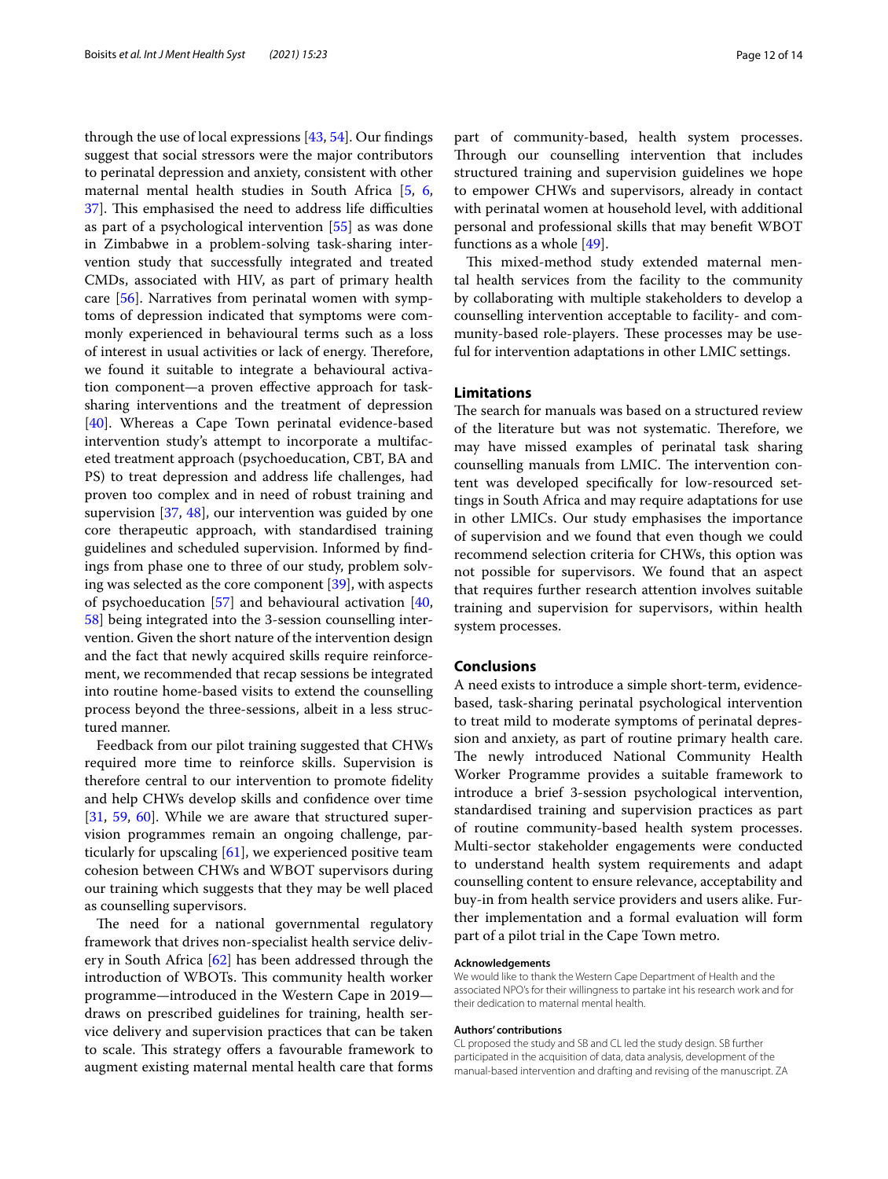through the use of local expressions [43, 54]. Our findings suggest that social stressors were the major contributors to perinatal depression and anxiety, consistent with other maternal mental health studies in South Africa [5, 6, 37]. This emphasised the need to address life difficulties as part of a psychological intervention [55] as was done in Zimbabwe in a problem-solving task-sharing intervention study that successfully integrated and treated CMDs, associated with HIV, as part of primary health care [56]. Narratives from perinatal women with symptoms of depression indicated that symptoms were commonly experienced in behavioural terms such as a loss of interest in usual activities or lack of energy. Therefore, we found it suitable to integrate a behavioural activation component—a proven effective approach for task-sharing interventions and the treatment of depression [40]. Whereas a Cape Town perinatal evidence-based intervention study's attempt to incorporate a multifaceted treatment approach (psychoeducation, CBT, BA and PS) to treat depression and address life challenges, had proven too complex and in need of robust training and supervision [37, 48], our intervention was guided by one core therapeutic approach, with standardised training guidelines and scheduled supervision. Informed by findings from phase one to three of our study, problem solving was selected as the core component [39], with aspects of psychoeducation [57] and behavioural activation [40, 58] being integrated into the 3-session counselling intervention. Given the short nature of the intervention design and the fact that newly acquired skills require reinforcement, we recommended that recap sessions be integrated into routine home-based visits to extend the counselling process beyond the three-sessions, albeit in a less structured manner.

Feedback from our pilot training suggested that CHWs required more time to reinforce skills. Supervision is therefore central to our intervention to promote fidelity and help CHWs develop skills and confidence over time [31, 59, 60]. While we are aware that structured supervision programmes remain an ongoing challenge, particularly for upscaling [61], we experienced positive team cohesion between CHWs and WBOT supervisors during our training which suggests that they may be well placed as counselling supervisors.

The need for a national governmental regulatory framework that drives non-specialist health service delivery in South Africa [62] has been addressed through the introduction of WBOTs. This community health worker programme—introduced in the Western Cape in 2019—draws on prescribed guidelines for training, health service delivery and supervision practices that can be taken to scale. This strategy offers a favourable framework to augment existing maternal mental health care that forms part of community-based, health system processes. Through our counselling intervention that includes structured training and supervision guidelines we hope to empower CHWs and supervisors, already in contact with perinatal women at household level, with additional personal and professional skills that may benefit WBOT functions as a whole [49].

This mixed-method study extended maternal mental health services from the facility to the community by collaborating with multiple stakeholders to develop a counselling intervention acceptable to facility- and community-based role-players. These processes may be useful for intervention adaptations in other LMIC settings.

## Limitations

The search for manuals was based on a structured review of the literature but was not systematic. Therefore, we may have missed examples of perinatal task sharing counselling manuals from LMIC. The intervention content was developed specifically for low-resourced settings in South Africa and may require adaptations for use in other LMICs. Our study emphasises the importance of supervision and we found that even though we could recommend selection criteria for CHWs, this option was not possible for supervisors. We found that an aspect that requires further research attention involves suitable training and supervision for supervisors, within health system processes.

## Conclusions

A need exists to introduce a simple short-term, evidence-based, task-sharing perinatal psychological intervention to treat mild to moderate symptoms of perinatal depression and anxiety, as part of routine primary health care. The newly introduced National Community Health Worker Programme provides a suitable framework to introduce a brief 3-session psychological intervention, standardised training and supervision practices as part of routine community-based health system processes. Multi-sector stakeholder engagements were conducted to understand health system requirements and adapt counselling content to ensure relevance, acceptability and buy-in from health service providers and users alike. Further implementation and a formal evaluation will form part of a pilot trial in the Cape Town metro.

#### Acknowledgements

We would like to thank the Western Cape Department of Health and the associated NPO's for their willingness to partake int his research work and for their dedication to maternal mental health.

#### Authors' contributions

CL proposed the study and SB and CL led the study design. SB further participated in the acquisition of data, data analysis, development of the manual-based intervention and drafting and revising of the manuscript. ZA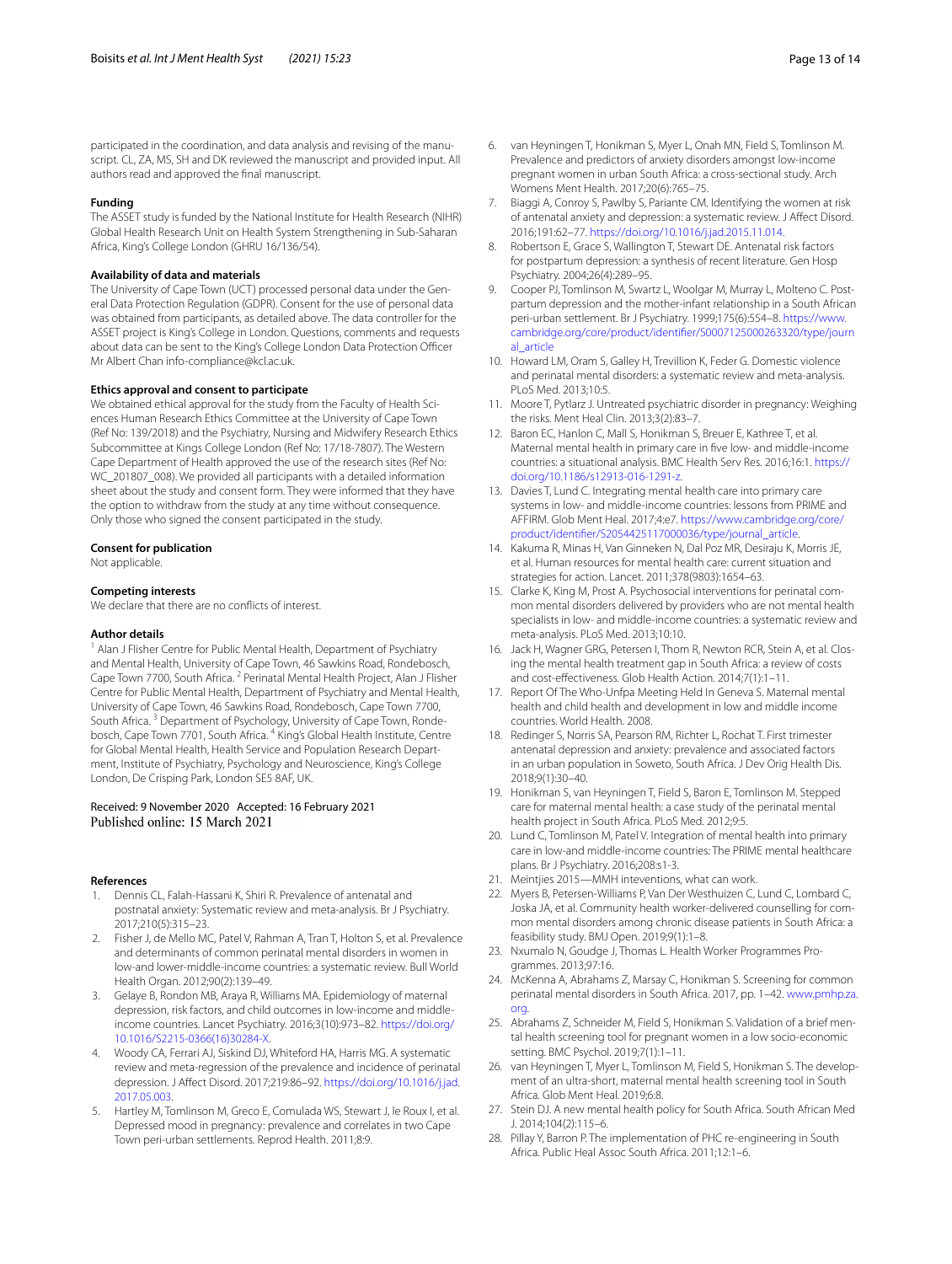participated in the coordination, and data analysis and revising of the manuscript. CL, ZA, MS, SH and DK reviewed the manuscript and provided input. All authors read and approved the final manuscript.

### Funding

The ASSET study is funded by the National Institute for Health Research (NIHR) Global Health Research Unit on Health System Strengthening in Sub-Saharan Africa, King's College London (GHRU 16/136/54).

### Availability of data and materials

The University of Cape Town (UCT) processed personal data under the General Data Protection Regulation (GDPR). Consent for the use of personal data was obtained from participants, as detailed above. The data controller for the ASSET project is King's College in London. Questions, comments and requests about data can be sent to the King's College London Data Protection Officer Mr Albert Chan info-compliance@kcl.ac.uk.

### Ethics approval and consent to participate

We obtained ethical approval for the study from the Faculty of Health Sciences Human Research Ethics Committee at the University of Cape Town (Ref No: 139/2018) and the Psychiatry, Nursing and Midwifery Research Ethics Subcommittee at Kings College London (Ref No: 17/18-7807). The Western Cape Department of Health approved the use of the research sites (Ref No: WC_201807_008). We provided all participants with a detailed information sheet about the study and consent form. They were informed that they have the option to withdraw from the study at any time without consequence. Only those who signed the consent participated in the study.

### Consent for publication

Not applicable.

### Competing interests

We declare that there are no conflicts of interest.

### Author details

[1] Alan J Flisher Centre for Public Mental Health, Department of Psychiatry and Mental Health, University of Cape Town, 46 Sawkins Road, Rondebosch, Cape Town 7700, South Africa. [2] Perinatal Mental Health Project, Alan J Flisher Centre for Public Mental Health, Department of Psychiatry and Mental Health, University of Cape Town, 46 Sawkins Road, Rondebosch, Cape Town 7700, South Africa. [3] Department of Psychology, University of Cape Town, Rondebosch, Cape Town 7701, South Africa. [4] King's Global Health Institute, Centre for Global Mental Health, Health Service and Population Research Department, Institute of Psychiatry, Psychology and Neuroscience, King's College London, De Crisping Park, London SE5 8AF, UK.

Received: 9 November 2020 Accepted: 16 February 2021
Published online: 15 March 2021

## References

1. Dennis CL, Falah-Hassani K, Shiri R. Prevalence of antenatal and postnatal anxiety: Systematic review and meta-analysis. Br J Psychiatry. 2017;210(5):315–23.
2. Fisher J, de Mello MC, Patel V, Rahman A, Tran T, Holton S, et al. Prevalence and determinants of common perinatal mental disorders in women in low-and lower-middle-income countries: a systematic review. Bull World Health Organ. 2012;90(2):139–49.
3. Gelaye B, Rondon MB, Araya R, Williams MA. Epidemiology of maternal depression, risk factors, and child outcomes in low-income and middle-income countries. Lancet Psychiatry. 2016;3(10):973–82. https://doi.org/10.1016/S2215-0366(16)30284-X.
4. Woody CA, Ferrari AJ, Siskind DJ, Whiteford HA, Harris MG. A systematic review and meta-regression of the prevalence and incidence of perinatal depression. J Affect Disord. 2017;219:86–92. https://doi.org/10.1016/j.jad.2017.05.003.
5. Hartley M, Tomlinson M, Greco E, Comulada WS, Stewart J, le Roux I, et al. Depressed mood in pregnancy: prevalence and correlates in two Cape Town peri-urban settlements. Reprod Health. 2011;8:9.
6. van Heyningen T, Honikman S, Myer L, Onah MN, Field S, Tomlinson M. Prevalence and predictors of anxiety disorders amongst low-income pregnant women in urban South Africa: a cross-sectional study. Arch Womens Ment Health. 2017;20(6):765–75.
7. Biaggi A, Conroy S, Pawlby S, Pariante CM. Identifying the women at risk of antenatal anxiety and depression: a systematic review. J Affect Disord. 2016;191:62–77. https://doi.org/10.1016/j.jad.2015.11.014.
8. Robertson E, Grace S, Wallington T, Stewart DE. Antenatal risk factors for postpartum depression: a synthesis of recent literature. Gen Hosp Psychiatry. 2004;26(4):289–95.
9. Cooper PJ, Tomlinson M, Swartz L, Woolgar M, Murray L, Molteno C. Postpartum depression and the mother-infant relationship in a South African peri-urban settlement. Br J Psychiatry. 1999;175(6):554–8. https://www.cambridge.org/core/product/identifier/S0007125000263320/type/journal_article
10. Howard LM, Oram S, Galley H, Trevillion K, Feder G. Domestic violence and perinatal mental disorders: a systematic review and meta-analysis. PLoS Med. 2013;10:5.
11. Moore T, Pytlarz J. Untreated psychiatric disorder in pregnancy: Weighing the risks. Ment Heal Clin. 2013;3(2):83–7.
12. Baron EC, Hanlon C, Mall S, Honikman S, Breuer E, Kathree T, et al. Maternal mental health in primary care in five low- and middle-income countries: a situational analysis. BMC Health Serv Res. 2016;16:1. https://doi.org/10.1186/s12913-016-1291-z.
13. Davies T, Lund C. Integrating mental health care into primary care systems in low- and middle-income countries: lessons from PRIME and AFFIRM. Glob Ment Heal. 2017;4:e7. https://www.cambridge.org/core/product/identifier/S2054425117000036/type/journal_article.
14. Kakuma R, Minas H, Van Ginneken N, Dal Poz MR, Desiraju K, Morris JE, et al. Human resources for mental health care: current situation and strategies for action. Lancet. 2011;378(9803):1654–63.
15. Clarke K, King M, Prost A. Psychosocial interventions for perinatal common mental disorders delivered by providers who are not mental health specialists in low- and middle-income countries: a systematic review and meta-analysis. PLoS Med. 2013;10:10.
16. Jack H, Wagner GRG, Petersen I, Thom R, Newton RCR, Stein A, et al. Closing the mental health treatment gap in South Africa: a review of costs and cost-effectiveness. Glob Health Action. 2014;7(1):1–11.
17. Report Of The Who-Unfpa Meeting Held In Geneva S. Maternal mental health and child health and development in low and middle income countries. World Health. 2008.
18. Redinger S, Norris SA, Pearson RM, Richter L, Rochat T. First trimester antenatal depression and anxiety: prevalence and associated factors in an urban population in Soweto, South Africa. J Dev Orig Health Dis. 2018;9(1):30–40.
19. Honikman S, van Heyningen T, Field S, Baron E, Tomlinson M. Stepped care for maternal mental health: a case study of the perinatal mental health project in South Africa. PLoS Med. 2012;9:5.
20. Lund C, Tomlinson M, Patel V. Integration of mental health into primary care in low-and middle-income countries: The PRIME mental healthcare plans. Br J Psychiatry. 2016;208:s1-3.
21. Meintjies 2015—MMH inteventions, what can work.
22. Myers B, Petersen-Williams P, Van Der Westhuizen C, Lund C, Lombard C, Joska JA, et al. Community health worker-delivered counselling for common mental disorders among chronic disease patients in South Africa: a feasibility study. BMJ Open. 2019;9(1):1–8.
23. Nxumalo N, Goudge J, Thomas L. Health Worker Programmes Programmes. 2013;97:16.
24. McKenna A, Abrahams Z, Marsay C, Honikman S. Screening for common perinatal mental disorders in South Africa. 2017, pp. 1–42. www.pmhp.za.org.
25. Abrahams Z, Schneider M, Field S, Honikman S. Validation of a brief mental health screening tool for pregnant women in a low socio-economic setting. BMC Psychol. 2019;7(1):1–11.
26. van Heyningen T, Myer L, Tomlinson M, Field S, Honikman S. The development of an ultra-short, maternal mental health screening tool in South Africa. Glob Ment Heal. 2019;6:8.
27. Stein DJ. A new mental health policy for South Africa. South African Med J. 2014;104(2):115–6.
28. Pillay Y, Barron P. The implementation of PHC re-engineering in South Africa. Public Heal Assoc South Africa. 2011;12:1–6.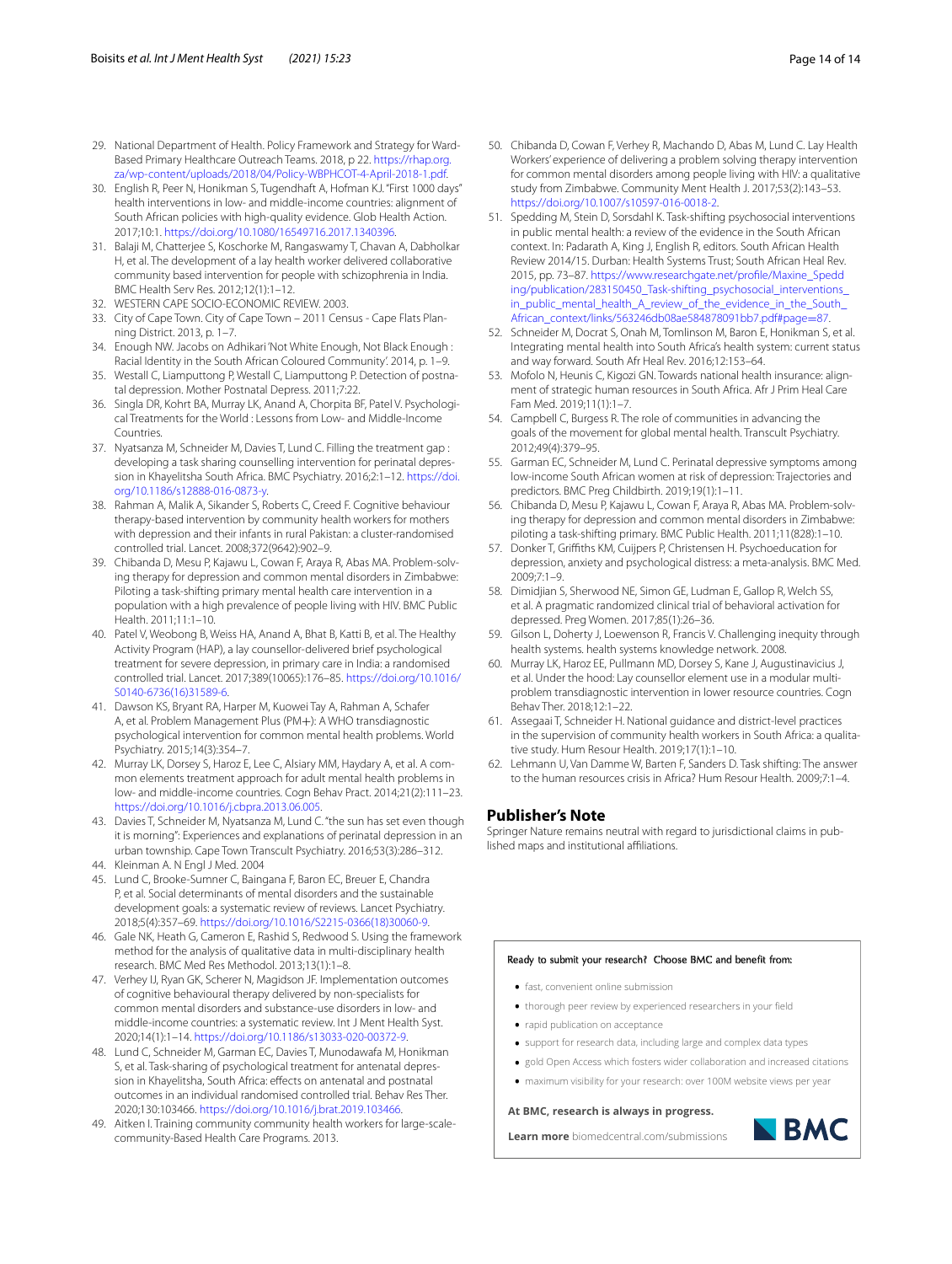29. National Department of Health. Policy Framework and Strategy for Ward-Based Primary Healthcare Outreach Teams. 2018, p 22. https://rhap.org.za/wp-content/uploads/2018/04/Policy-WBPHCOT-4-April-2018-1.pdf.
30. English R, Peer N, Honikman S, Tugendhaft A, Hofman KJ. "First 1000 days" health interventions in low- and middle-income countries: alignment of South African policies with high-quality evidence. Glob Health Action. 2017;10:1. https://doi.org/10.1080/16549716.2017.1340396.
31. Balaji M, Chatterjee S, Koschorke M, Rangaswamy T, Chavan A, Dabholkar H, et al. The development of a lay health worker delivered collaborative community based intervention for people with schizophrenia in India. BMC Health Serv Res. 2012;12(1):1–12.
32. WESTERN CAPE SOCIO-ECONOMIC REVIEW. 2003.
33. City of Cape Town. City of Cape Town – 2011 Census - Cape Flats Planning District. 2013, p. 1–7.
34. Enough NW. Jacobs on Adhikari 'Not White Enough, Not Black Enough : Racial Identity in the South African Coloured Community'. 2014, p. 1–9.
35. Westall C, Liamputtong P, Westall C, Liamputtong P. Detection of postnatal depression. Mother Postnatal Depress. 2011;7:22.
36. Singla DR, Kohrt BA, Murray LK, Anand A, Chorpita BF, Patel V. Psychological Treatments for the World : Lessons from Low- and Middle-Income Countries.
37. Nyatsanza M, Schneider M, Davies T, Lund C. Filling the treatment gap : developing a task sharing counselling intervention for perinatal depression in Khayelitsha South Africa. BMC Psychiatry. 2016;2:1–12. https://doi.org/10.1186/s12888-016-0873-y.
38. Rahman A, Malik A, Sikander S, Roberts C, Creed F. Cognitive behaviour therapy-based intervention by community health workers for mothers with depression and their infants in rural Pakistan: a cluster-randomised controlled trial. Lancet. 2008;372(9642):902–9.
39. Chibanda D, Mesu P, Kajawu L, Cowan F, Araya R, Abas MA. Problem-solving therapy for depression and common mental disorders in Zimbabwe: Piloting a task-shifting primary mental health care intervention in a population with a high prevalence of people living with HIV. BMC Public Health. 2011;11:1–10.
40. Patel V, Weobong B, Weiss HA, Anand A, Bhat B, Katti B, et al. The Healthy Activity Program (HAP), a lay counsellor-delivered brief psychological treatment for severe depression, in primary care in India: a randomised controlled trial. Lancet. 2017;389(10065):176–85. https://doi.org/10.1016/S0140-6736(16)31589-6.
41. Dawson KS, Bryant RA, Harper M, Kuowei Tay A, Rahman A, Schafer A, et al. Problem Management Plus (PM+): A WHO transdiagnostic psychological intervention for common mental health problems. World Psychiatry. 2015;14(3):354–7.
42. Murray LK, Dorsey S, Haroz E, Lee C, Alsiary MM, Haydary A, et al. A common elements treatment approach for adult mental health problems in low- and middle-income countries. Cogn Behav Pract. 2014;21(2):111–23. https://doi.org/10.1016/j.cbpra.2013.06.005.
43. Davies T, Schneider M, Nyatsanza M, Lund C. "the sun has set even though it is morning": Experiences and explanations of perinatal depression in an urban township. Cape Town Transcult Psychiatry. 2016;53(3):286–312.
44. Kleinman A. N Engl J Med. 2004
45. Lund C, Brooke-Sumner C, Baingana F, Baron EC, Breuer E, Chandra P, et al. Social determinants of mental disorders and the sustainable development goals: a systematic review of reviews. Lancet Psychiatry. 2018;5(4):357–69. https://doi.org/10.1016/S2215-0366(18)30060-9.
46. Gale NK, Heath G, Cameron E, Rashid S, Redwood S. Using the framework method for the analysis of qualitative data in multi-disciplinary health research. BMC Med Res Methodol. 2013;13(1):1–8.
47. Verhey IJ, Ryan GK, Scherer N, Magidson JF. Implementation outcomes of cognitive behavioural therapy delivered by non-specialists for common mental disorders and substance-use disorders in low- and middle-income countries: a systematic review. Int J Ment Health Syst. 2020;14(1):1–14. https://doi.org/10.1186/s13033-020-00372-9.
48. Lund C, Schneider M, Garman EC, Davies T, Munodawafa M, Honikman S, et al. Task-sharing of psychological treatment for antenatal depression in Khayelitsha, South Africa: effects on antenatal and postnatal outcomes in an individual randomised controlled trial. Behav Res Ther. 2020;130:103466. https://doi.org/10.1016/j.brat.2019.103466.
49. Aitken I. Training community community health workers for large-scale-community-Based Health Care Programs. 2013.
50. Chibanda D, Cowan F, Verhey R, Machando D, Abas M, Lund C. Lay Health Workers' experience of delivering a problem solving therapy intervention for common mental disorders among people living with HIV: a qualitative study from Zimbabwe. Community Ment Health J. 2017;53(2):143–53. https://doi.org/10.1007/s10597-016-0018-2.
51. Spedding M, Stein D, Sorsdahl K. Task-shifting psychosocial interventions in public mental health: a review of the evidence in the South African context. In: Padarath A, King J, English R, editors. South African Health Review 2014/15. Durban: Health Systems Trust; South African Heal Rev. 2015, pp. 73–87. https://www.researchgate.net/profile/Maxine_Spedding/publication/283150450_Task-shifting_psychosocial_interventions_in_public_mental_health_A_review_of_the_evidence_in_the_South_African_context/links/563246db08ae584878091bb7.pdf#page=87.
52. Schneider M, Docrat S, Onah M, Tomlinson M, Baron E, Honikman S, et al. Integrating mental health into South Africa's health system: current status and way forward. South Afr Heal Rev. 2016;12:153–64.
53. Mofolo N, Heunis C, Kigozi GN. Towards national health insurance: alignment of strategic human resources in South Africa. Afr J Prim Heal Care Fam Med. 2019;11(1):1–7.
54. Campbell C, Burgess R. The role of communities in advancing the goals of the movement for global mental health. Transcult Psychiatry. 2012;49(4):379–95.
55. Garman EC, Schneider M, Lund C. Perinatal depressive symptoms among low-income South African women at risk of depression: Trajectories and predictors. BMC Preg Childbirth. 2019;19(1):1–11.
56. Chibanda D, Mesu P, Kajawu L, Cowan F, Araya R, Abas MA. Problem-solving therapy for depression and common mental disorders in Zimbabwe: piloting a task-shifting primary. BMC Public Health. 2011;11(828):1–10.
57. Donker T, Griffiths KM, Cuijpers P, Christensen H. Psychoeducation for depression, anxiety and psychological distress: a meta-analysis. BMC Med. 2009;7:1–9.
58. Dimidjian S, Sherwood NE, Simon GE, Ludman E, Gallop R, Welch SS, et al. A pragmatic randomized clinical trial of behavioral activation for depressed. Preg Women. 2017;85(1):26–36.
59. Gilson L, Doherty J, Loewenson R, Francis V. Challenging inequity through health systems. health systems knowledge network. 2008.
60. Murray LK, Haroz EE, Pullmann MD, Dorsey S, Kane J, Augustinavicius J, et al. Under the hood: Lay counsellor element use in a modular multi-problem transdiagnostic intervention in lower resource countries. Cogn Behav Ther. 2018;12:1–22.
61. Assegaai T, Schneider H. National guidance and district-level practices in the supervision of community health workers in South Africa: a qualitative study. Hum Resour Health. 2019;17(1):1–10.
62. Lehmann U, Van Damme W, Barten F, Sanders D. Task shifting: The answer to the human resources crisis in Africa? Hum Resour Health. 2009;7:1–4.

## Publisher's Note

Springer Nature remains neutral with regard to jurisdictional claims in published maps and institutional affiliations.

Ready to submit your research? Choose BMC and benefit from:

- fast, convenient online submission
- thorough peer review by experienced researchers in your field
- rapid publication on acceptance
- support for research data, including large and complex data types
- gold Open Access which fosters wider collaboration and increased citations
- maximum visibility for your research: over 100M website views per year

**At BMC, research is always in progress.**

**Learn more** biomedcentral.com/submissions

BMC